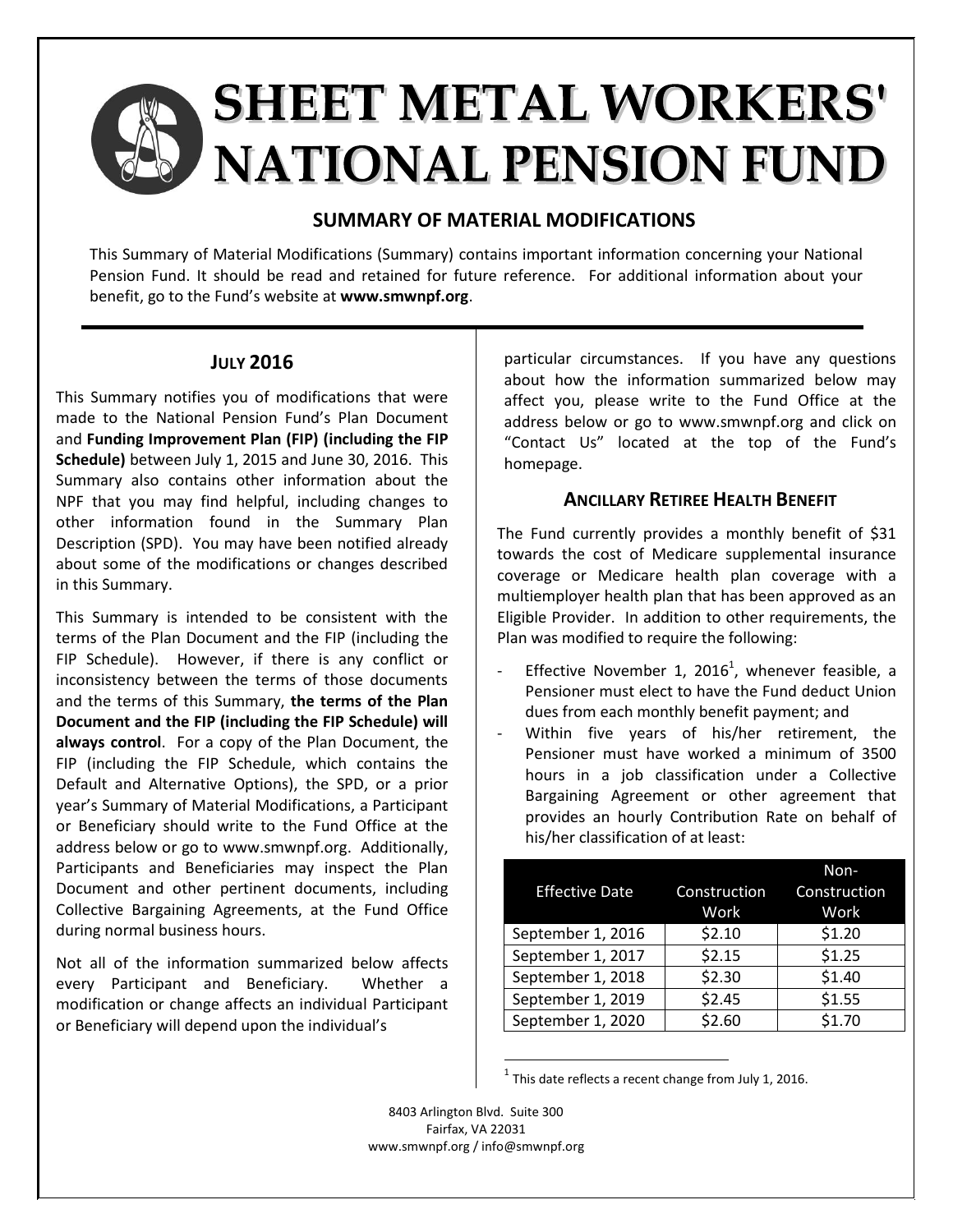# SHEET METAL WORKERS' NATIONAL PENSION FUND

## SUMMARY OF MATERIAL MODIFICATIONS

This Summary of Material Modifications (Summary) contains important information concerning your National Pension Fund. It should be read and retained for future reference. For additional information about your benefit, go to the Fund's website at **www.smwnpf.org**.

### JULY 2016

This Summary notifies you of modifications that were made to the National Pension Fund's Plan Document and **Funding Improvement Plan (FIP) (including the FIP Schedule)** between July 1, 2015 and June 30, 2016. This Summary also contains other information about the NPF that you may find helpful, including changes to other information found in the Summary Plan Description (SPD). You may have been notified already about some of the modifications or changes described in this Summary.

This Summary is intended to be consistent with the terms of the Plan Document and the FIP (including the FIP Schedule). However, if there is any conflict or inconsistency between the terms of those documents and the terms of this Summary, **the terms of the Plan Document and the FIP (including the FIP Schedule) will always control**. For a copy of the Plan Document, the FIP (including the FIP Schedule, which contains the Default and Alternative Options), the SPD, or a prior year's Summary of Material Modifications, a Participant or Beneficiary should write to the Fund Office at the address below or go to www.smwnpf.org. Additionally, Participants and Beneficiaries may inspect the Plan Document and other pertinent documents, including Collective Bargaining Agreements, at the Fund Office during normal business hours.

Not all of the information summarized below affects every Participant and Beneficiary. Whether a modification or change affects an individual Participant or Beneficiary will depend upon the individual's particular circumstances. If you have any questions about how the information summarized below may affect you, please write to the Fund Office at the address below or go to www.smwnpf.org and click on "Contact Us" located at the top of the Fund's homepage.

### ANCILLARY RETIREE HEALTH BENEFIT

The Fund currently provides a monthly benefit of $31 towards the cost of Medicare supplemental insurance coverage or Medicare health plan coverage with a multiemployer health plan that has been approved as an Eligible Provider. In addition to other requirements, the Plan was modified to require the following:

- Effective November 1, 2016[1], whenever feasible, a Pensioner must elect to have the Fund deduct Union dues from each monthly benefit payment; and
- Within five years of his/her retirement, the Pensioner must have worked a minimum of 3500 hours in a job classification under a Collective Bargaining Agreement or other agreement that provides an hourly Contribution Rate on behalf of his/her classification of at least:

| Effective Date | Construction Work | Non-Construction Work |
|---|---|---|
| September 1, 2016 | $2.10 | $1.20 |
| September 1, 2017 | $2.15 | $1.25 |
| September 1, 2018 | $2.30 | $1.40 |
| September 1, 2019 | $2.45 | $1.55 |
| September 1, 2020 | $2.60 | $1.70 |

[1] This date reflects a recent change from July 1, 2016.

8403 Arlington Blvd. Suite 300
Fairfax, VA 22031
www.smwnpf.org / info@smwnpf.org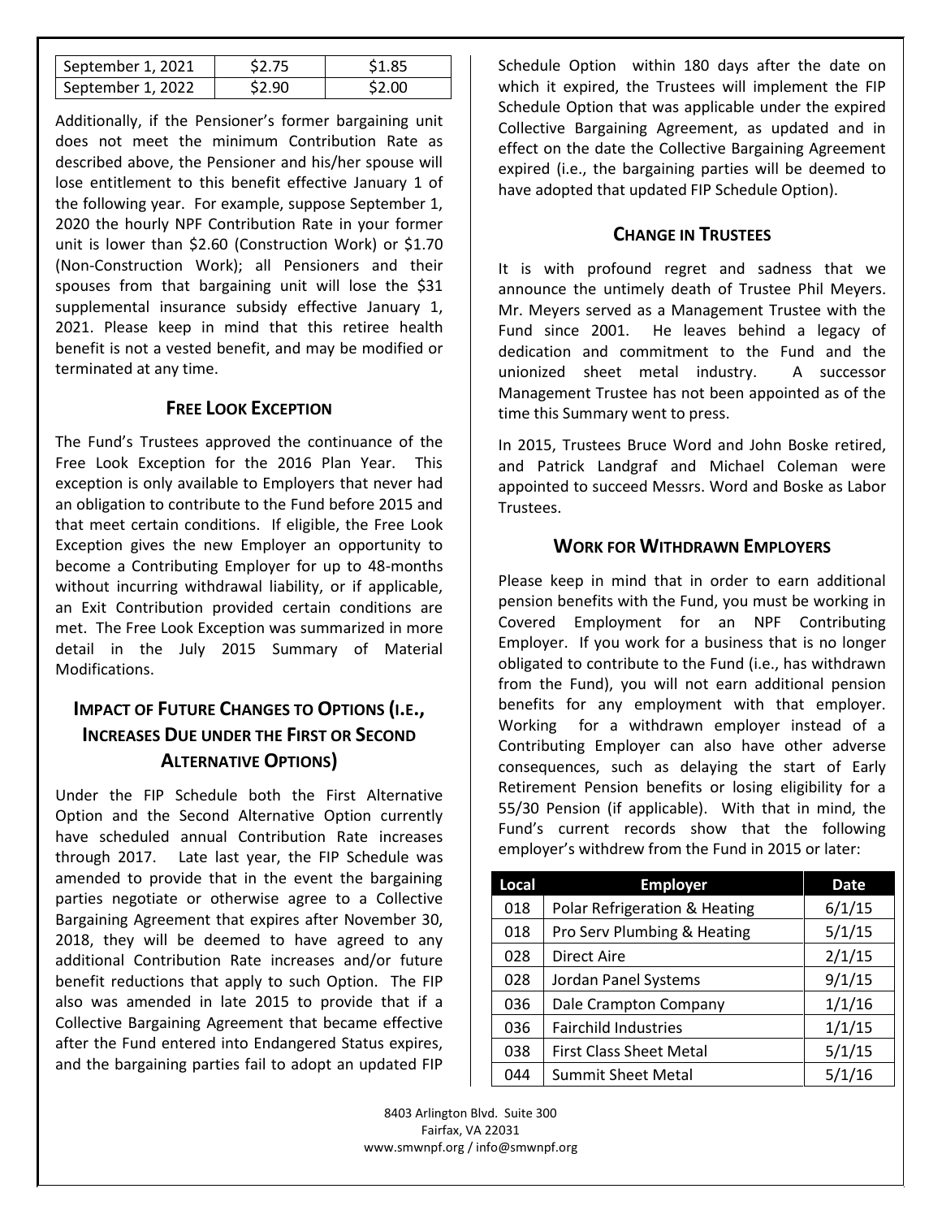| | | |
|---|---|---|
| September 1, 2021 | $2.75 | $1.85 |
| September 1, 2022 | $2.90 | $2.00 |

Additionally, if the Pensioner's former bargaining unit does not meet the minimum Contribution Rate as described above, the Pensioner and his/her spouse will lose entitlement to this benefit effective January 1 of the following year. For example, suppose September 1, 2020 the hourly NPF Contribution Rate in your former unit is lower than $2.60 (Construction Work) or $1.70 (Non-Construction Work); all Pensioners and their spouses from that bargaining unit will lose the $31 supplemental insurance subsidy effective January 1, 2021. Please keep in mind that this retiree health benefit is not a vested benefit, and may be modified or terminated at any time.

## Free Look Exception

The Fund's Trustees approved the continuance of the Free Look Exception for the 2016 Plan Year. This exception is only available to Employers that never had an obligation to contribute to the Fund before 2015 and that meet certain conditions. If eligible, the Free Look Exception gives the new Employer an opportunity to become a Contributing Employer for up to 48-months without incurring withdrawal liability, or if applicable, an Exit Contribution provided certain conditions are met. The Free Look Exception was summarized in more detail in the July 2015 Summary of Material Modifications.

## Impact of Future Changes to Options (i.e., Increases Due under the First or Second Alternative Options)

Under the FIP Schedule both the First Alternative Option and the Second Alternative Option currently have scheduled annual Contribution Rate increases through 2017. Late last year, the FIP Schedule was amended to provide that in the event the bargaining parties negotiate or otherwise agree to a Collective Bargaining Agreement that expires after November 30, 2018, they will be deemed to have agreed to any additional Contribution Rate increases and/or future benefit reductions that apply to such Option. The FIP also was amended in late 2015 to provide that if a Collective Bargaining Agreement that became effective after the Fund entered into Endangered Status expires, and the bargaining parties fail to adopt an updated FIP Schedule Option within 180 days after the date on which it expired, the Trustees will implement the FIP Schedule Option that was applicable under the expired Collective Bargaining Agreement, as updated and in effect on the date the Collective Bargaining Agreement expired (i.e., the bargaining parties will be deemed to have adopted that updated FIP Schedule Option).

## Change in Trustees

It is with profound regret and sadness that we announce the untimely death of Trustee Phil Meyers. Mr. Meyers served as a Management Trustee with the Fund since 2001. He leaves behind a legacy of dedication and commitment to the Fund and the unionized sheet metal industry. A successor Management Trustee has not been appointed as of the time this Summary went to press.

In 2015, Trustees Bruce Word and John Boske retired, and Patrick Landgraf and Michael Coleman were appointed to succeed Messrs. Word and Boske as Labor Trustees.

## Work for Withdrawn Employers

Please keep in mind that in order to earn additional pension benefits with the Fund, you must be working in Covered Employment for an NPF Contributing Employer. If you work for a business that is no longer obligated to contribute to the Fund (i.e., has withdrawn from the Fund), you will not earn additional pension benefits for any employment with that employer. Working for a withdrawn employer instead of a Contributing Employer can also have other adverse consequences, such as delaying the start of Early Retirement Pension benefits or losing eligibility for a 55/30 Pension (if applicable). With that in mind, the Fund's current records show that the following employer's withdrew from the Fund in 2015 or later:

| Local | Employer | Date |
|---|---|---|
| 018 | Polar Refrigeration & Heating | 6/1/15 |
| 018 | Pro Serv Plumbing & Heating | 5/1/15 |
| 028 | Direct Aire | 2/1/15 |
| 028 | Jordan Panel Systems | 9/1/15 |
| 036 | Dale Crampton Company | 1/1/16 |
| 036 | Fairchild Industries | 1/1/15 |
| 038 | First Class Sheet Metal | 5/1/15 |
| 044 | Summit Sheet Metal | 5/1/16 |

8403 Arlington Blvd. Suite 300
Fairfax, VA 22031
www.smwnpf.org / info@smwnpf.org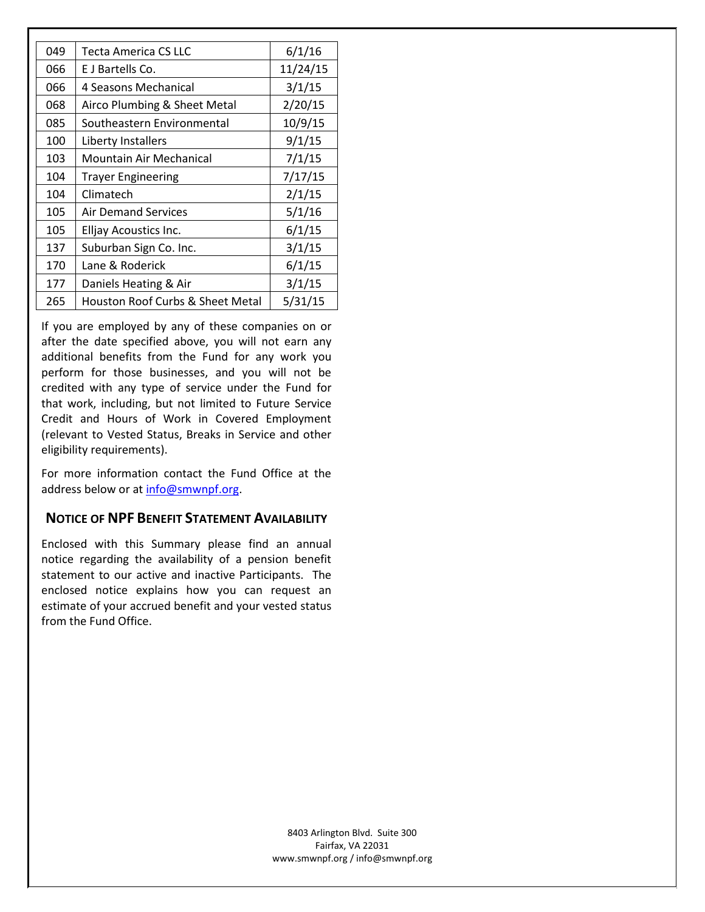| | | |
|---|---|---|
| 049 | Tecta America CS LLC | 6/1/16 |
| 066 | E J Bartells Co. | 11/24/15 |
| 066 | 4 Seasons Mechanical | 3/1/15 |
| 068 | Airco Plumbing & Sheet Metal | 2/20/15 |
| 085 | Southeastern Environmental | 10/9/15 |
| 100 | Liberty Installers | 9/1/15 |
| 103 | Mountain Air Mechanical | 7/1/15 |
| 104 | Trayer Engineering | 7/17/15 |
| 104 | Climatech | 2/1/15 |
| 105 | Air Demand Services | 5/1/16 |
| 105 | Elljay Acoustics Inc. | 6/1/15 |
| 137 | Suburban Sign Co. Inc. | 3/1/15 |
| 170 | Lane & Roderick | 6/1/15 |
| 177 | Daniels Heating & Air | 3/1/15 |
| 265 | Houston Roof Curbs & Sheet Metal | 5/31/15 |

If you are employed by any of these companies on or after the date specified above, you will not earn any additional benefits from the Fund for any work you perform for those businesses, and you will not be credited with any type of service under the Fund for that work, including, but not limited to Future Service Credit and Hours of Work in Covered Employment (relevant to Vested Status, Breaks in Service and other eligibility requirements).

For more information contact the Fund Office at the address below or at info@smwnpf.org.

## NOTICE OF NPF BENEFIT STATEMENT AVAILABILITY

Enclosed with this Summary please find an annual notice regarding the availability of a pension benefit statement to our active and inactive Participants. The enclosed notice explains how you can request an estimate of your accrued benefit and your vested status from the Fund Office.

8403 Arlington Blvd. Suite 300
Fairfax, VA 22031
www.smwnpf.org / info@smwnpf.org